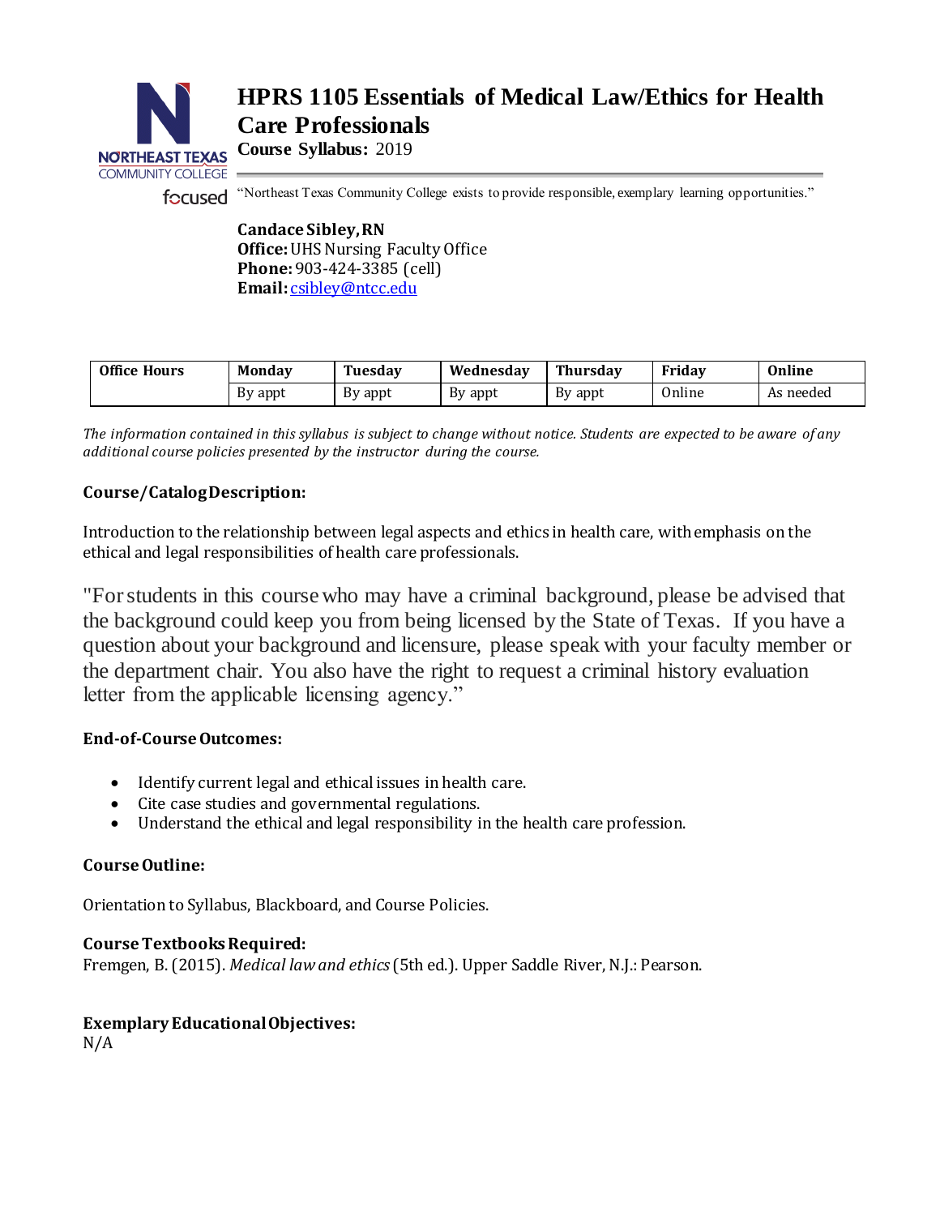# HPRS 1105 Essentials of Medical Law/Ethics for Health Care Professionals

**Course Syllabus:** 2019

"Northeast Texas Community College exists to provide responsible, exemplary learning opportunities."

**Candace Sibley, RN**
**Office:** UHS Nursing Faculty Office
**Phone:** 903-424-3385 (cell)
**Email:** csibley@ntcc.edu

| Office Hours | Monday | Tuesday | Wednesday | Thursday | Friday | Online |
|---|---|---|---|---|---|---|
| | By appt | By appt | By appt | By appt | Online | As needed |

*The information contained in this syllabus is subject to change without notice. Students are expected to be aware of any additional course policies presented by the instructor during the course.*

**Course/Catalog Description:**

Introduction to the relationship between legal aspects and ethics in health care, with emphasis on the ethical and legal responsibilities of health care professionals.

"For students in this course who may have a criminal background, please be advised that the background could keep you from being licensed by the State of Texas. If you have a question about your background and licensure, please speak with your faculty member or the department chair. You also have the right to request a criminal history evaluation letter from the applicable licensing agency."

**End-of-Course Outcomes:**

- Identify current legal and ethical issues in health care.
- Cite case studies and governmental regulations.
- Understand the ethical and legal responsibility in the health care profession.

**Course Outline:**

Orientation to Syllabus, Blackboard, and Course Policies.

**Course Textbooks Required:**
Fremgen, B. (2015). *Medical law and ethics* (5th ed.). Upper Saddle River, N.J.: Pearson.

**Exemplary Educational Objectives:**
N/A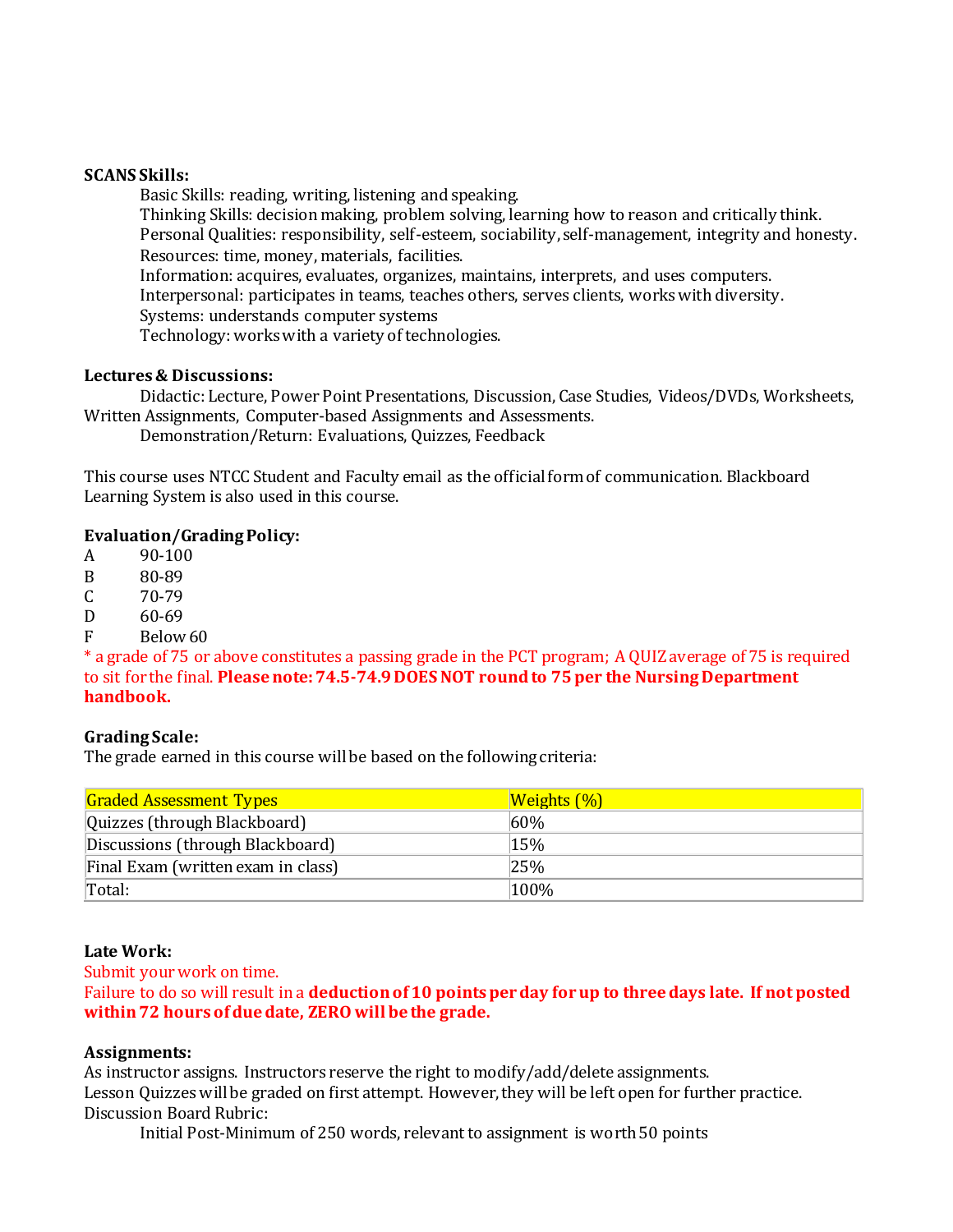**SCANS Skills:**

Basic Skills: reading, writing, listening and speaking.
Thinking Skills: decision making, problem solving, learning how to reason and critically think.
Personal Qualities: responsibility, self-esteem, sociability, self-management, integrity and honesty.
Resources: time, money, materials, facilities.
Information: acquires, evaluates, organizes, maintains, interprets, and uses computers.
Interpersonal: participates in teams, teaches others, serves clients, works with diversity.
Systems: understands computer systems
Technology: works with a variety of technologies.

**Lectures & Discussions:**

Didactic: Lecture, Power Point Presentations, Discussion, Case Studies, Videos/DVDs, Worksheets, Written Assignments, Computer-based Assignments and Assessments.
Demonstration/Return: Evaluations, Quizzes, Feedback

This course uses NTCC Student and Faculty email as the official form of communication. Blackboard Learning System is also used in this course.

**Evaluation/Grading Policy:**

A 90-100
B 80-89
C 70-79
D 60-69
F Below 60

* a grade of 75 or above constitutes a passing grade in the PCT program; A QUIZ average of 75 is required to sit for the final. **Please note: 74.5-74.9 DOES NOT round to 75 per the Nursing Department handbook.**

**Grading Scale:**

The grade earned in this course will be based on the following criteria:

| Graded Assessment Types | Weights (%) |
|---|---|
| Quizzes (through Blackboard) | 60% |
| Discussions (through Blackboard) | 15% |
| Final Exam (written exam in class) | 25% |
| Total: | 100% |

**Late Work:**

Submit your work on time.
Failure to do so will result in a **deduction of 10 points per day for up to three days late. If not posted within 72 hours of due date, ZERO will be the grade.**

**Assignments:**

As instructor assigns. Instructors reserve the right to modify/add/delete assignments.
Lesson Quizzes will be graded on first attempt. However, they will be left open for further practice.
Discussion Board Rubric:

Initial Post-Minimum of 250 words, relevant to assignment is worth 50 points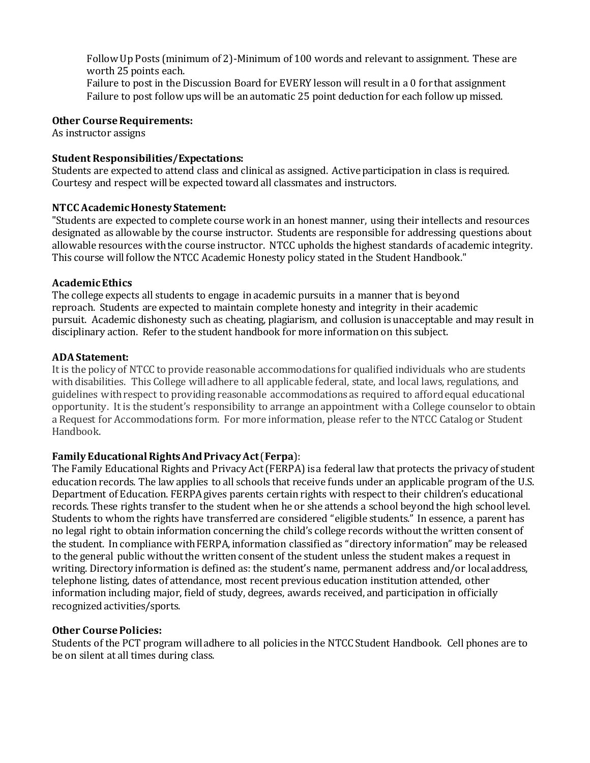Follow Up Posts (minimum of 2)-Minimum of 100 words and relevant to assignment. These are worth 25 points each.
Failure to post in the Discussion Board for EVERY lesson will result in a 0 for that assignment
Failure to post follow ups will be an automatic 25 point deduction for each follow up missed.

**Other Course Requirements:**
As instructor assigns

**Student Responsibilities/Expectations:**
Students are expected to attend class and clinical as assigned. Active participation in class is required. Courtesy and respect will be expected toward all classmates and instructors.

**NTCC Academic Honesty Statement:**
"Students are expected to complete course work in an honest manner, using their intellects and resources designated as allowable by the course instructor. Students are responsible for addressing questions about allowable resources with the course instructor. NTCC upholds the highest standards of academic integrity. This course will follow the NTCC Academic Honesty policy stated in the Student Handbook."

**Academic Ethics**
The college expects all students to engage in academic pursuits in a manner that is beyond reproach. Students are expected to maintain complete honesty and integrity in their academic pursuit. Academic dishonesty such as cheating, plagiarism, and collusion is unacceptable and may result in disciplinary action. Refer to the student handbook for more information on this subject.

**ADA Statement:**
It is the policy of NTCC to provide reasonable accommodations for qualified individuals who are students with disabilities. This College will adhere to all applicable federal, state, and local laws, regulations, and guidelines with respect to providing reasonable accommodations as required to afford equal educational opportunity. It is the student's responsibility to arrange an appointment with a College counselor to obtain a Request for Accommodations form. For more information, please refer to the NTCC Catalog or Student Handbook.

**Family Educational Rights And Privacy Act (Ferpa):**
The Family Educational Rights and Privacy Act (FERPA) is a federal law that protects the privacy of student education records. The law applies to all schools that receive funds under an applicable program of the U.S. Department of Education. FERPA gives parents certain rights with respect to their children's educational records. These rights transfer to the student when he or she attends a school beyond the high school level. Students to whom the rights have transferred are considered "eligible students." In essence, a parent has no legal right to obtain information concerning the child's college records without the written consent of the student. In compliance with FERPA, information classified as "directory information" may be released to the general public without the written consent of the student unless the student makes a request in writing. Directory information is defined as: the student's name, permanent address and/or local address, telephone listing, dates of attendance, most recent previous education institution attended, other information including major, field of study, degrees, awards received, and participation in officially recognized activities/sports.

**Other Course Policies:**
Students of the PCT program will adhere to all policies in the NTCC Student Handbook. Cell phones are to be on silent at all times during class.